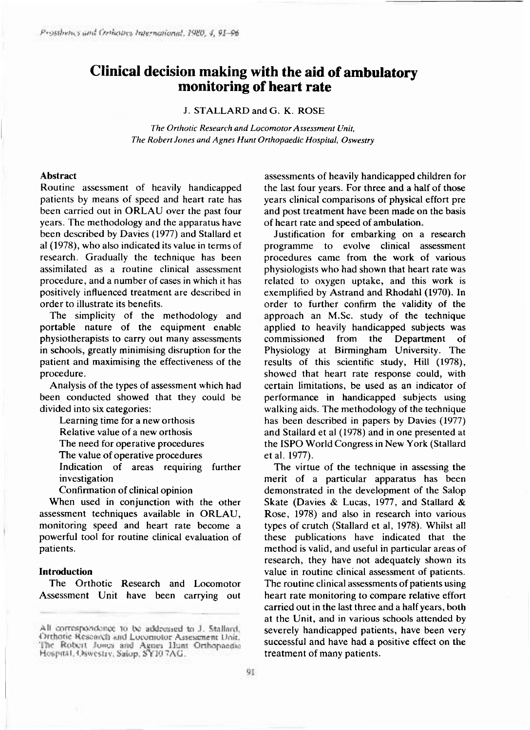# Clinical decision making with the aid of ambulatory monitoring of heart rate

J. STALLARD and G. K. ROSE

*The Orthotic Research and Locomotor Assessment Unit,*
*The Robert Jones and Agnes Hunt Orthopaedic Hospital, Oswestry*

## Abstract

Routine assessment of heavily handicapped patients by means of speed and heart rate has been carried out in ORLAU over the past four years. The methodology and the apparatus have been described by Davies (1977) and Stallard et al (1978), who also indicated its value in terms of research. Gradually the technique has been assimilated as a routine clinical assessment procedure, and a number of cases in which it has positively influenced treatment are described in order to illustrate its benefits.

The simplicity of the methodology and portable nature of the equipment enable physiotherapists to carry out many assessments in schools, greatly minimising disruption for the patient and maximising the effectiveness of the procedure.

Analysis of the types of assessment which had been conducted showed that they could be divided into six categories:

- Learning time for a new orthosis
- Relative value of a new orthosis
- The need for operative procedures
- The value of operative procedures
- Indication of areas requiring further investigation
- Confirmation of clinical opinion

When used in conjunction with the other assessment techniques available in ORLAU, monitoring speed and heart rate become a powerful tool for routine clinical evaluation of patients.

## Introduction

The Orthotic Research and Locomotor Assessment Unit have been carrying out assessments of heavily handicapped children for the last four years. For three and a half of those years clinical comparisons of physical effort pre and post treatment have been made on the basis of heart rate and speed of ambulation.

Justification for embarking on a research programme to evolve clinical assessment procedures came from the work of various physiologists who had shown that heart rate was related to oxygen uptake, and this work is exemplified by Astrand and Rhodahl (1970). In order to further confirm the validity of the approach an M.Sc. study of the technique applied to heavily handicapped subjects was commissioned from the Department of Physiology at Birmingham University. The results of this scientific study, Hill (1978), showed that heart rate response could, with certain limitations, be used as an indicator of performance in handicapped subjects using walking aids. The methodology of the technique has been described in papers by Davies (1977) and Stallard et al (1978) and in one presented at the ISPO World Congress in New York (Stallard et al. 1977).

The virtue of the technique in assessing the merit of a particular apparatus has been demonstrated in the development of the Salop Skate (Davies & Lucas, 1977, and Stallard & Rose, 1978) and also in research into various types of crutch (Stallard et al, 1978). Whilst all these publications have indicated that the method is valid, and useful in particular areas of research, they have not adequately shown its value in routine clinical assessment of patients. The routine clinical assessments of patients using heart rate monitoring to compare relative effort carried out in the last three and a half years, both at the Unit, and in various schools attended by severely handicapped patients, have been very successful and have had a positive effect on the treatment of many patients.

All correspondence to be addressed to J. Stallard, Orthotic Research and Locomotor Assessment Unit, The Robert Jones and Agnes Hunt Orthopaedic Hospital, Oswestry, Salop. SY10 7AG.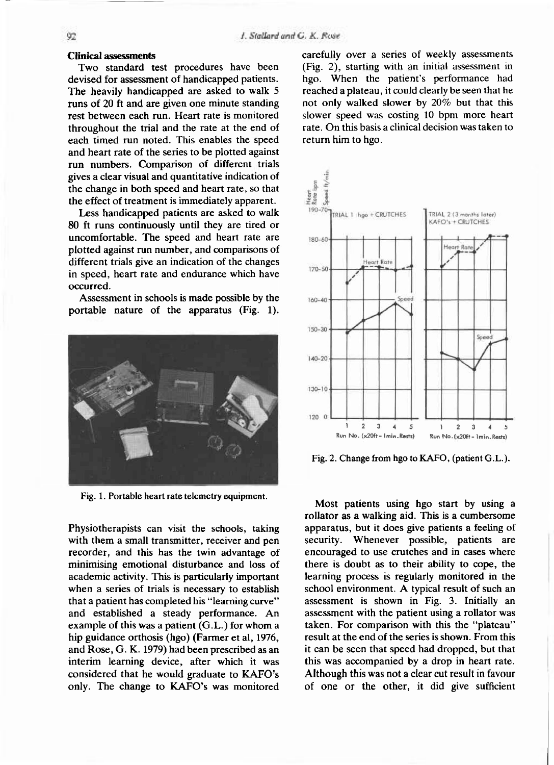## Clinical assessments

Two standard test procedures have been devised for assessment of handicapped patients. The heavily handicapped are asked to walk 5 runs of 20 ft and are given one minute standing rest between each run. Heart rate is monitored throughout the trial and the rate at the end of each timed run noted. This enables the speed and heart rate of the series to be plotted against run numbers. Comparison of different trials gives a clear visual and quantitative indication of the change in both speed and heart rate, so that the effect of treatment is immediately apparent.

Less handicapped patients are asked to walk 80 ft runs continuously until they are tired or uncomfortable. The speed and heart rate are plotted against run number, and comparisons of different trials give an indication of the changes in speed, heart rate and endurance which have occurred.

Assessment in schools is made possible by the portable nature of the apparatus (Fig. 1).

Fig. 1. Portable heart rate telemetry equipment.

Physiotherapists can visit the schools, taking with them a small transmitter, receiver and pen recorder, and this has the twin advantage of minimising emotional disturbance and loss of academic activity. This is particularly important when a series of trials is necessary to establish that a patient has completed his "learning curve" and established a steady performance. An example of this was a patient (G.L.) for whom a hip guidance orthosis (hgo) (Farmer et al, 1976, and Rose, G. K. 1979) had been prescribed as an interim learning device, after which it was considered that he would graduate to KAFO's only. The change to KAFO's was monitored carefully over a series of weekly assessments (Fig. 2), starting with an initial assessment in hgo. When the patient's performance had reached a plateau, it could clearly be seen that he not only walked slower by 20% but that this slower speed was costing 10 bpm more heart rate. On this basis a clinical decision was taken to return him to hgo.

Fig. 2. Change from hgo to KAFO, (patient G.L.).

Most patients using hgo start by using a rollator as a walking aid. This is a cumbersome apparatus, but it does give patients a feeling of security. Whenever possible, patients are encouraged to use crutches and in cases where there is doubt as to their ability to cope, the learning process is regularly monitored in the school environment. A typical result of such an assessment is shown in Fig. 3. Initially an assessment with the patient using a rollator was taken. For comparison with this the "plateau" result at the end of the series is shown. From this it can be seen that speed had dropped, but that this was accompanied by a drop in heart rate. Although this was not a clear cut result in favour of one or the other, it did give sufficient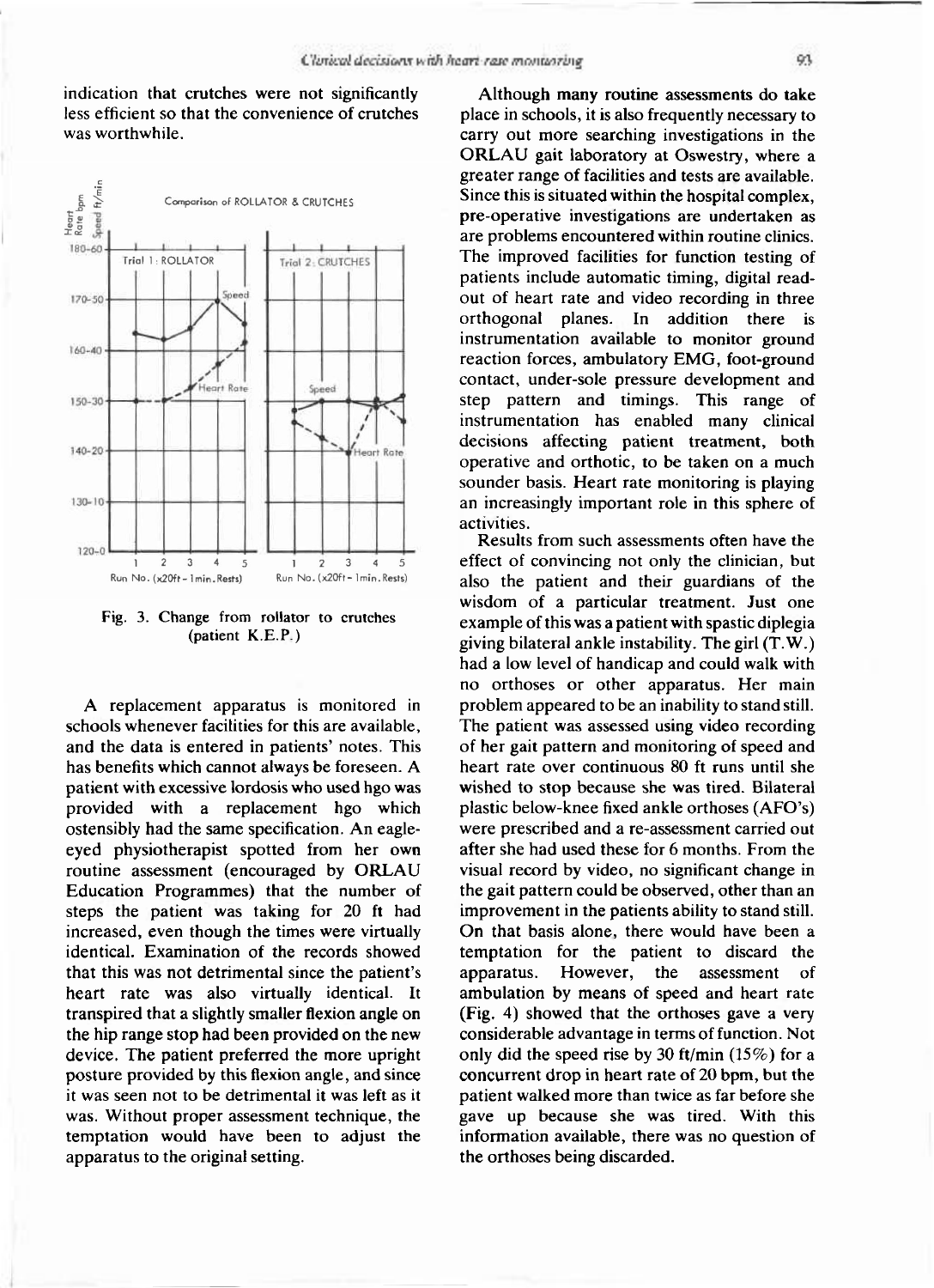indication that crutches were not significantly less efficient so that the convenience of crutches was worthwhile.

Fig. 3. Change from rollator to crutches (patient K.E.P.)

A replacement apparatus is monitored in schools whenever facilities for this are available, and the data is entered in patients' notes. This has benefits which cannot always be foreseen. A patient with excessive lordosis who used hgo was provided with a replacement hgo which ostensibly had the same specification. An eagle-eyed physiotherapist spotted from her own routine assessment (encouraged by ORLAU Education Programmes) that the number of steps the patient was taking for 20 ft had increased, even though the times were virtually identical. Examination of the records showed that this was not detrimental since the patient's heart rate was also virtually identical. It transpired that a slightly smaller flexion angle on the hip range stop had been provided on the new device. The patient preferred the more upright posture provided by this flexion angle, and since it was seen not to be detrimental it was left as it was. Without proper assessment technique, the temptation would have been to adjust the apparatus to the original setting.

Although many routine assessments do take place in schools, it is also frequently necessary to carry out more searching investigations in the ORLAU gait laboratory at Oswestry, where a greater range of facilities and tests are available. Since this is situated within the hospital complex, pre-operative investigations are undertaken as are problems encountered within routine clinics. The improved facilities for function testing of patients include automatic timing, digital read-out of heart rate and video recording in three orthogonal planes. In addition there is instrumentation available to monitor ground reaction forces, ambulatory EMG, foot-ground contact, under-sole pressure development and step pattern and timings. This range of instrumentation has enabled many clinical decisions affecting patient treatment, both operative and orthotic, to be taken on a much sounder basis. Heart rate monitoring is playing an increasingly important role in this sphere of activities.

Results from such assessments often have the effect of convincing not only the clinician, but also the patient and their guardians of the wisdom of a particular treatment. Just one example of this was a patient with spastic diplegia giving bilateral ankle instability. The girl (T.W.) had a low level of handicap and could walk with no orthoses or other apparatus. Her main problem appeared to be an inability to stand still. The patient was assessed using video recording of her gait pattern and monitoring of speed and heart rate over continuous 80 ft runs until she wished to stop because she was tired. Bilateral plastic below-knee fixed ankle orthoses (AFO's) were prescribed and a re-assessment carried out after she had used these for 6 months. From the visual record by video, no significant change in the gait pattern could be observed, other than an improvement in the patients ability to stand still. On that basis alone, there would have been a temptation for the patient to discard the apparatus. However, the assessment of ambulation by means of speed and heart rate (Fig. 4) showed that the orthoses gave a very considerable advantage in terms of function. Not only did the speed rise by 30 ft/min (15%) for a concurrent drop in heart rate of 20 bpm, but the patient walked more than twice as far before she gave up because she was tired. With this information available, there was no question of the orthoses being discarded.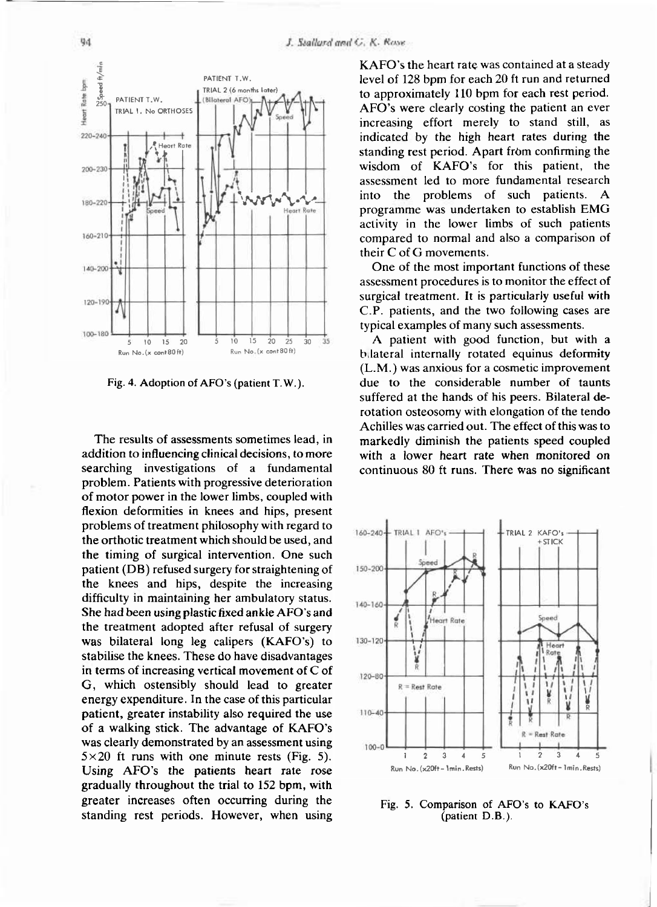Fig. 4. Adoption of AFO's (patient T.W.).

The results of assessments sometimes lead, in addition to influencing clinical decisions, to more searching investigations of a fundamental problem. Patients with progressive deterioration of motor power in the lower limbs, coupled with flexion deformities in knees and hips, present problems of treatment philosophy with regard to the orthotic treatment which should be used, and the timing of surgical intervention. One such patient (DB) refused surgery for straightening of the knees and hips, despite the increasing difficulty in maintaining her ambulatory status. She had been using plastic fixed ankle AFO's and the treatment adopted after refusal of surgery was bilateral long leg calipers (KAFO's) to stabilise the knees. These do have disadvantages in terms of increasing vertical movement of C of G, which ostensibly should lead to greater energy expenditure. In the case of this particular patient, greater instability also required the use of a walking stick. The advantage of KAFO's was clearly demonstrated by an assessment using 5×20 ft runs with one minute rests (Fig. 5). Using AFO's the patients heart rate rose gradually throughout the trial to 152 bpm, with greater increases often occurring during the standing rest periods. However, when using KAFO's the heart rate was contained at a steady level of 128 bpm for each 20 ft run and returned to approximately 110 bpm for each rest period. AFO's were clearly costing the patient an ever increasing effort merely to stand still, as indicated by the high heart rates during the standing rest period. Apart from confirming the wisdom of KAFO's for this patient, the assessment led to more fundamental research into the problems of such patients. A programme was undertaken to establish EMG activity in the lower limbs of such patients compared to normal and also a comparison of their C of G movements.

One of the most important functions of these assessment procedures is to monitor the effect of surgical treatment. It is particularly useful with C.P. patients, and the two following cases are typical examples of many such assessments.

A patient with good function, but with a bilateral internally rotated equinus deformity (L.M.) was anxious for a cosmetic improvement due to the considerable number of taunts suffered at the hands of his peers. Bilateral de-rotation osteosomy with elongation of the tendo Achilles was carried out. The effect of this was to markedly diminish the patients speed coupled with a lower heart rate when monitored on continuous 80 ft runs. There was no significant

Fig. 5. Comparison of AFO's to KAFO's (patient D.B.).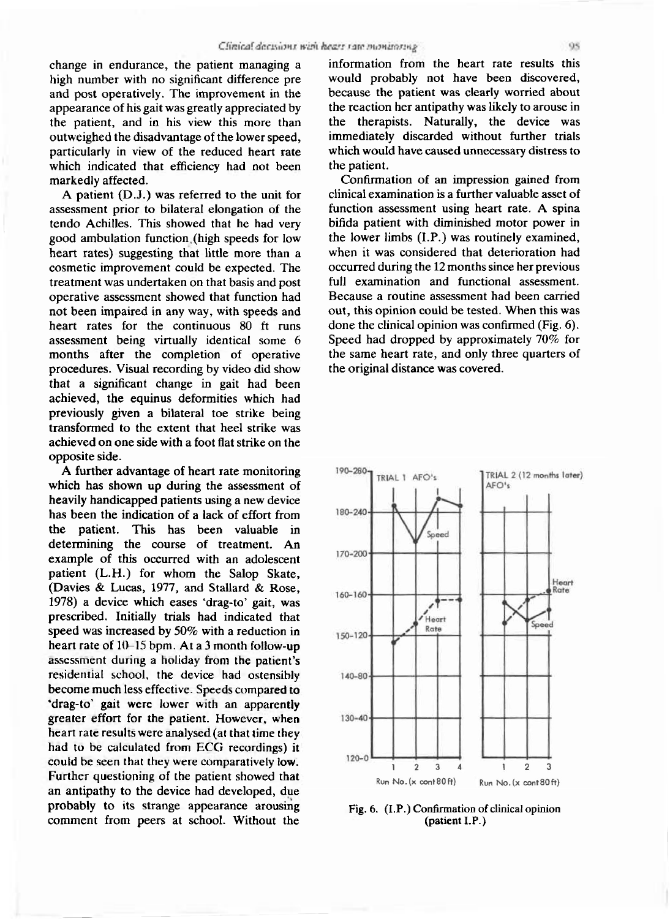change in endurance, the patient managing a high number with no significant difference pre and post operatively. The improvement in the appearance of his gait was greatly appreciated by the patient, and in his view this more than outweighed the disadvantage of the lower speed, particularly in view of the reduced heart rate which indicated that efficiency had not been markedly affected.

A patient (D.J.) was referred to the unit for assessment prior to bilateral elongation of the tendo Achilles. This showed that he had very good ambulation function (high speeds for low heart rates) suggesting that little more than a cosmetic improvement could be expected. The treatment was undertaken on that basis and post operative assessment showed that function had not been impaired in any way, with speeds and heart rates for the continuous 80 ft runs assessment being virtually identical some 6 months after the completion of operative procedures. Visual recording by video did show that a significant change in gait had been achieved, the equinus deformities which had previously given a bilateral toe strike being transformed to the extent that heel strike was achieved on one side with a foot flat strike on the opposite side.

A further advantage of heart rate monitoring which has shown up during the assessment of heavily handicapped patients using a new device has been the indication of a lack of effort from the patient. This has been valuable in determining the course of treatment. An example of this occurred with an adolescent patient (L.H.) for whom the Salop Skate, (Davies & Lucas, 1977, and Stallard & Rose, 1978) a device which eases 'drag-to' gait, was prescribed. Initially trials had indicated that speed was increased by 50% with a reduction in heart rate of 10–15 bpm. At a 3 month follow-up assessment during a holiday from the patient's residential school, the device had ostensibly become much less effective. Speeds compared to 'drag-to' gait were lower with an apparently greater effort for the patient. However, when heart rate results were analysed (at that time they had to be calculated from ECG recordings) it could be seen that they were comparatively low. Further questioning of the patient showed that an antipathy to the device had developed, due probably to its strange appearance arousing comment from peers at school. Without the information from the heart rate results this would probably not have been discovered, because the patient was clearly worried about the reaction her antipathy was likely to arouse in the therapists. Naturally, the device was immediately discarded without further trials which would have caused unnecessary distress to the patient.

Confirmation of an impression gained from clinical examination is a further valuable asset of function assessment using heart rate. A spina bifida patient with diminished motor power in the lower limbs (I.P.) was routinely examined, when it was considered that deterioration had occurred during the 12 months since her previous full examination and functional assessment. Because a routine assessment had been carried out, this opinion could be tested. When this was done the clinical opinion was confirmed (Fig. 6). Speed had dropped by approximately 70% for the same heart rate, and only three quarters of the original distance was covered.

Fig. 6. (I.P.) Confirmation of clinical opinion (patient I.P.)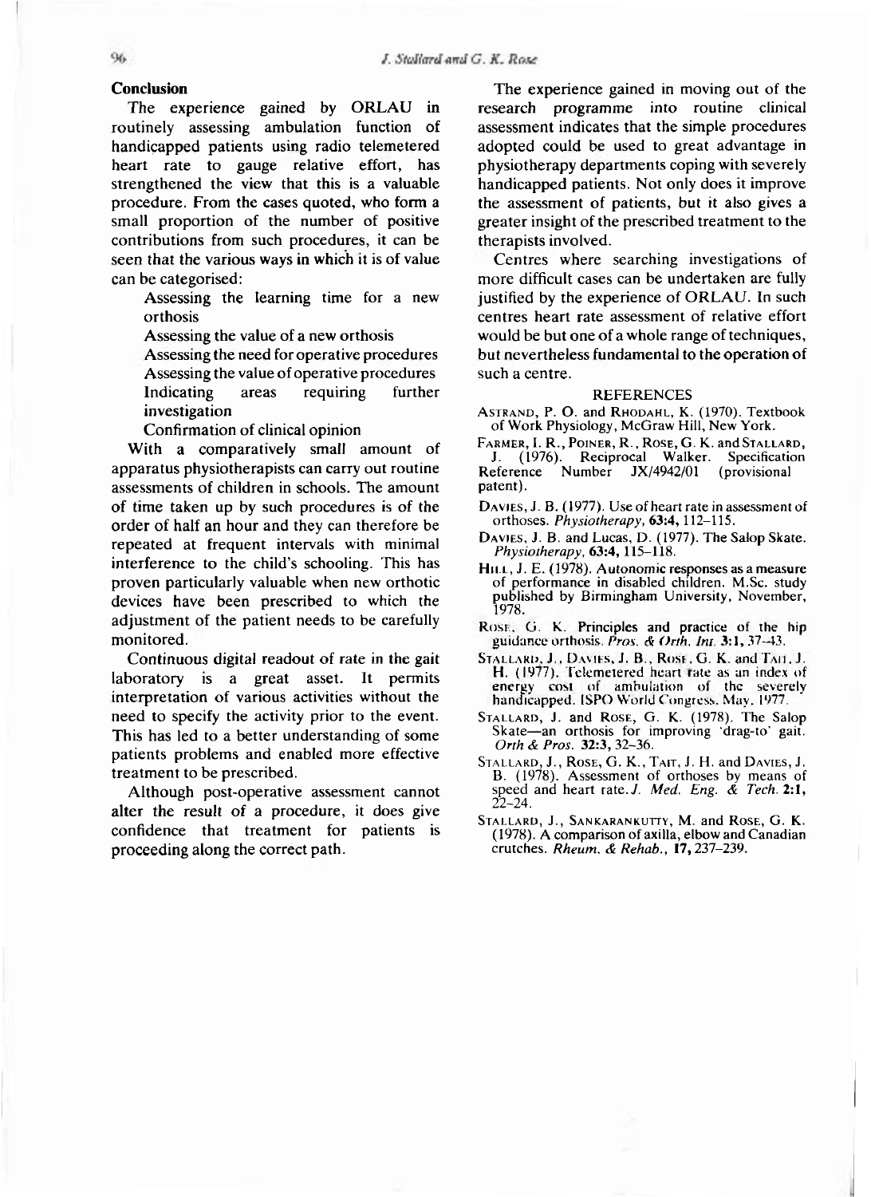## Conclusion

The experience gained by ORLAU in routinely assessing ambulation function of handicapped patients using radio telemetered heart rate to gauge relative effort, has strengthened the view that this is a valuable procedure. From the cases quoted, who form a small proportion of the number of positive contributions from such procedures, it can be seen that the various ways in which it is of value can be categorised:

- Assessing the learning time for a new orthosis
- Assessing the value of a new orthosis
- Assessing the need for operative procedures
- Assessing the value of operative procedures
- Indicating areas requiring further investigation
- Confirmation of clinical opinion

With a comparatively small amount of apparatus physiotherapists can carry out routine assessments of children in schools. The amount of time taken up by such procedures is of the order of half an hour and they can therefore be repeated at frequent intervals with minimal interference to the child's schooling. This has proven particularly valuable when new orthotic devices have been prescribed to which the adjustment of the patient needs to be carefully monitored.

Continuous digital readout of rate in the gait laboratory is a great asset. It permits interpretation of various activities without the need to specify the activity prior to the event. This has led to a better understanding of some patients problems and enabled more effective treatment to be prescribed.

Although post-operative assessment cannot alter the result of a procedure, it does give confidence that treatment for patients is proceeding along the correct path.

The experience gained in moving out of the research programme into routine clinical assessment indicates that the simple procedures adopted could be used to great advantage in physiotherapy departments coping with severely handicapped patients. Not only does it improve the assessment of patients, but it also gives a greater insight of the prescribed treatment to the therapists involved.

Centres where searching investigations of more difficult cases can be undertaken are fully justified by the experience of ORLAU. In such centres heart rate assessment of relative effort would be but one of a whole range of techniques, but nevertheless fundamental to the operation of such a centre.

## REFERENCES

Astrand, P. O. and Rhodahl, K. (1970). Textbook of Work Physiology, McGraw Hill, New York.

Farmer, I. R., Poiner, R., Rose, G. K. and Stallard, J. (1976). Reciprocal Walker. Specification Reference Number JX/4942/01 (provisional patent).

Davies, J. B. (1977). Use of heart rate in assessment of orthoses. *Physiotherapy*, **63:4**, 112–115.

Davies, J. B. and Lucas, D. (1977). The Salop Skate. *Physiotherapy*, **63:4**, 115–118.

Hill, J. E. (1978). Autonomic responses as a measure of performance in disabled children. M.Sc. study published by Birmingham University, November, 1978.

Rose, G. K. Principles and practice of the hip guidance orthosis. *Pros. & Orth. Int.* **3:1**, 37–43.

Stallard, J., Davies, J. B., Rose, G. K. and Tait, J. H. (1977). Telemetered heart rate as an index of energy cost of ambulation of the severely handicapped. ISPO World Congress, May, 1977.

Stallard, J. and Rose, G. K. (1978). The Salop Skate—an orthosis for improving 'drag-to' gait. *Orth & Pros.* **32:3**, 32–36.

Stallard, J., Rose, G. K., Tait, J. H. and Davies, J. B. (1978). Assessment of orthoses by means of speed and heart rate. *J. Med. Eng. & Tech.* **2:1**, 22–24.

Stallard, J., Sankarankutty, M. and Rose, G. K. (1978). A comparison of axilla, elbow and Canadian crutches. *Rheum. & Rehab.*, **17**, 237–239.